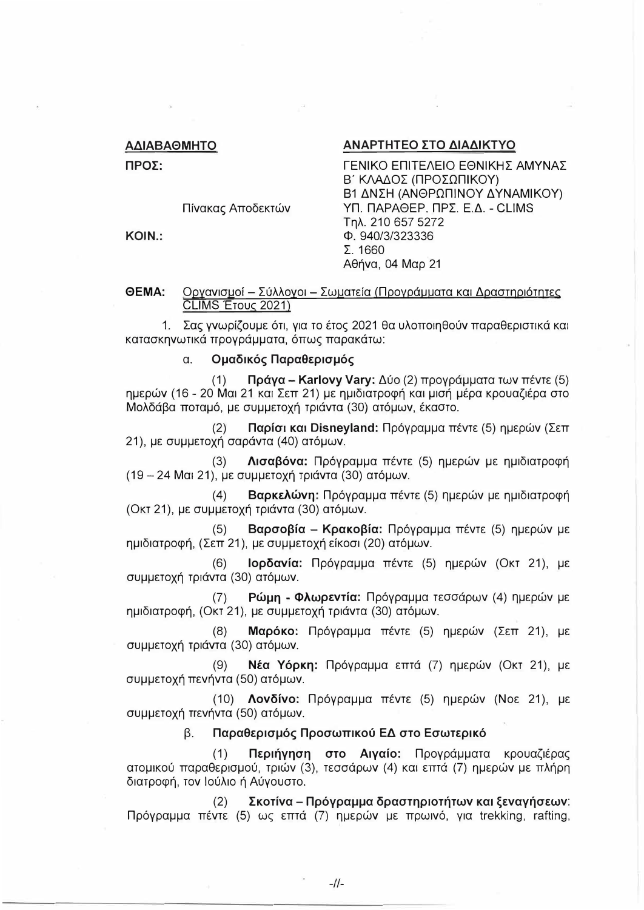**<u>ΑΔΙΑΒΑΘΜΗΤΟ</u>**

**<u>ΑΝΑΡΤΗΤΕΟ ΣΤΟ ΔΙΑΔΙΚΤΥΟ</u>**

**ΠΡΟΣ:** Πίνακας Αποδεκτών

**ΚΟΙΝ.:**

ΓΕΝΙΚΟ ΕΠΙΤΕΛΕΙΟ ΕΘΝΙΚΗΣ ΑΜΥΝΑΣ
Β΄ ΚΛΑΔΟΣ (ΠΡΟΣΩΠΙΚΟΥ)
Β1 ΔΝΣΗ (ΑΝΘΡΩΠΙΝΟΥ ΔΥΝΑΜΙΚΟΥ)
ΥΠ. ΠΑΡΑΘΕΡ. ΠΡΣ. Ε.Δ. - CLIMS
Τηλ. 210 657 5272
Φ. 940/3/323336
Σ. 1660
Αθήνα, 04 Μαρ 21

**ΘΕΜΑ:** <u>Οργανισμοί – Σύλλογοι – Σωματεία (Προγράμματα και Δραστηριότητες CLIMS Έτους 2021)</u>

1. Σας γνωρίζουμε ότι, για το έτος 2021 θα υλοποιηθούν παραθεριστικά και κατασκηνωτικά προγράμματα, όπως παρακάτω:

α. **Ομαδικός Παραθερισμός**

(1) **Πράγα – Karlovy Vary:** Δύο (2) προγράμματα των πέντε (5) ημερών (16 - 20 Μαι 21 και Σεπ 21) με ημιδιατροφή και μισή μέρα κρουαζιέρα στο Μολδάβα ποταμό, με συμμετοχή τριάντα (30) ατόμων, έκαστο.

(2) **Παρίσι και Disneyland:** Πρόγραμμα πέντε (5) ημερών (Σεπ 21), με συμμετοχή σαράντα (40) ατόμων.

(3) **Λισαβόνα:** Πρόγραμμα πέντε (5) ημερών με ημιδιατροφή (19 – 24 Μαι 21), με συμμετοχή τριάντα (30) ατόμων.

(4) **Βαρκελώνη:** Πρόγραμμα πέντε (5) ημερών με ημιδιατροφή (Οκτ 21), με συμμετοχή τριάντα (30) ατόμων.

(5) **Βαρσοβία – Κρακοβία:** Πρόγραμμα πέντε (5) ημερών με ημιδιατροφή, (Σεπ 21), με συμμετοχή είκοσι (20) ατόμων.

(6) **Ιορδανία:** Πρόγραμμα πέντε (5) ημερών (Οκτ 21), με συμμετοχή τριάντα (30) ατόμων.

(7) **Ρώμη - Φλωρεντία:** Πρόγραμμα τεσσάρων (4) ημερών με ημιδιατροφή, (Οκτ 21), με συμμετοχή τριάντα (30) ατόμων.

(8) **Μαρόκο:** Πρόγραμμα πέντε (5) ημερών (Σεπ 21), με συμμετοχή τριάντα (30) ατόμων.

(9) **Νέα Υόρκη:** Πρόγραμμα επτά (7) ημερών (Οκτ 21), με συμμετοχή πενήντα (50) ατόμων.

(10) **Λονδίνο:** Πρόγραμμα πέντε (5) ημερών (Νοε 21), με συμμετοχή πενήντα (50) ατόμων.

β. **Παραθερισμός Προσωπικού ΕΔ στο Εσωτερικό**

(1) **Περιήγηση στο Αιγαίο:** Προγράμματα κρουαζιέρας ατομικού παραθερισμού, τριών (3), τεσσάρων (4) και επτά (7) ημερών με πλήρη διατροφή, τον Ιούλιο ή Αύγουστο.

(2) **Σκοτίνα – Πρόγραμμα δραστηριοτήτων και ξεναγήσεων:** Πρόγραμμα πέντε (5) ως επτά (7) ημερών με πρωινό, για trekking, rafting,

-//-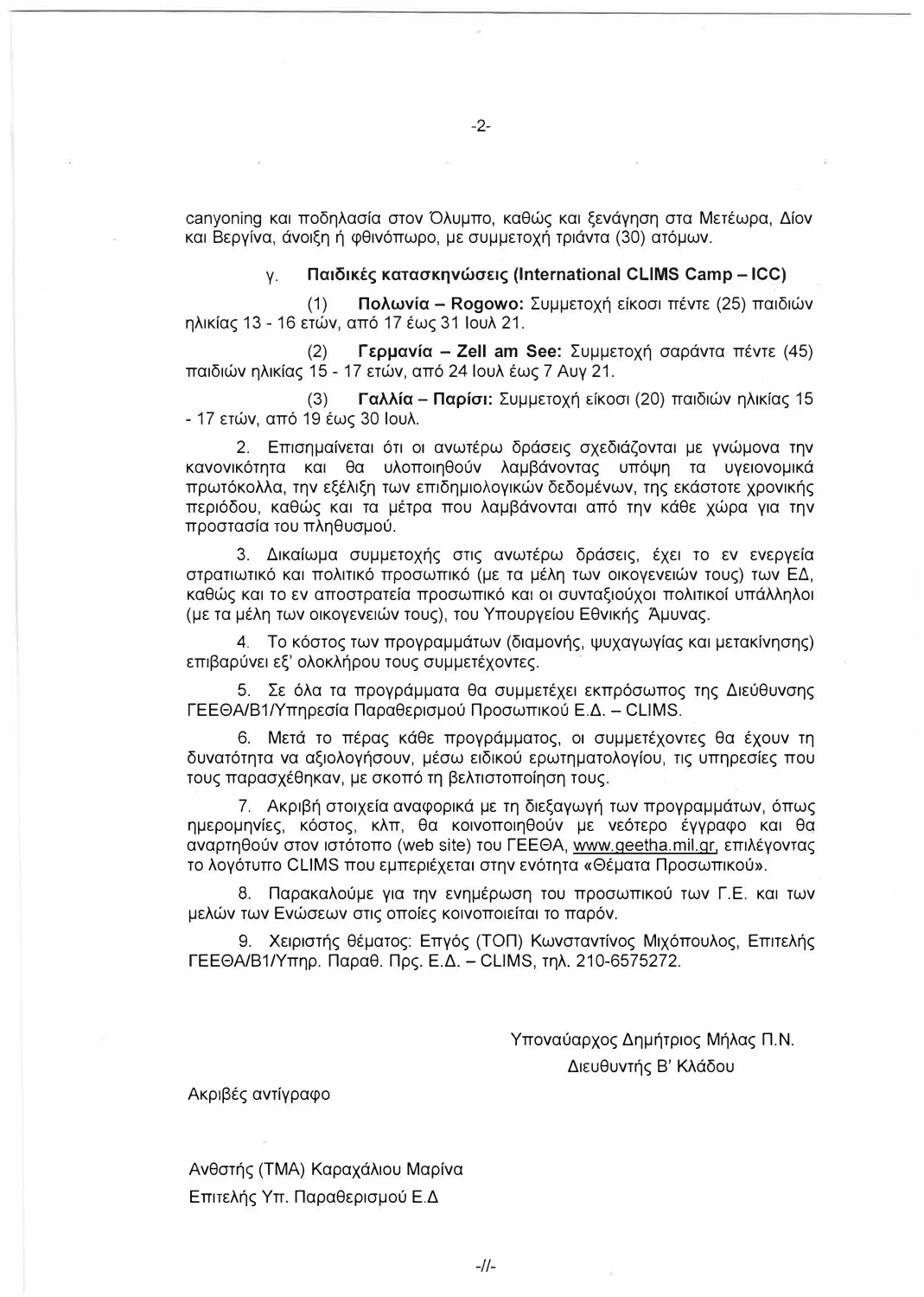canyoning και ποδηλασία στον Όλυμπο, καθώς και ξενάγηση στα Μετέωρα, Δίον και Βεργίνα, άνοιξη ή φθινόπωρο, με συμμετοχή τριάντα (30) ατόμων.

γ. **Παιδικές κατασκηνώσεις (International CLIMS Camp – ICC)**

(1) **Πολωνία – Rogowo:** Συμμετοχή είκοσι πέντε (25) παιδιών ηλικίας 13 - 16 ετών, από 17 έως 31 Ιουλ 21.

(2) **Γερμανία – Zell am See:** Συμμετοχή σαράντα πέντε (45) παιδιών ηλικίας 15 - 17 ετών, από 24 Ιουλ έως 7 Αυγ 21.

(3) **Γαλλία – Παρίσι:** Συμμετοχή είκοσι (20) παιδιών ηλικίας 15 - 17 ετών, από 19 έως 30 Ιουλ.

2. Επισημαίνεται ότι οι ανωτέρω δράσεις σχεδιάζονται με γνώμονα την κανονικότητα και θα υλοποιηθούν λαμβάνοντας υπόψη τα υγειονομικά πρωτόκολλα, την εξέλιξη των επιδημιολογικών δεδομένων, της εκάστοτε χρονικής περιόδου, καθώς και τα μέτρα που λαμβάνονται από την κάθε χώρα για την προστασία του πληθυσμού.

3. Δικαίωμα συμμετοχής στις ανωτέρω δράσεις, έχει το εν ενεργεία στρατιωτικό και πολιτικό προσωπικό (με τα μέλη των οικογενειών τους) των ΕΔ, καθώς και το εν αποστρατεία προσωπικό και οι συνταξιούχοι πολιτικοί υπάλληλοι (με τα μέλη των οικογενειών τους), του Υπουργείου Εθνικής Άμυνας.

4. Το κόστος των προγραμμάτων (διαμονής, ψυχαγωγίας και μετακίνησης) επιβαρύνει εξ' ολοκλήρου τους συμμετέχοντες.

5. Σε όλα τα προγράμματα θα συμμετέχει εκπρόσωπος της Διεύθυνσης ΓΕΕΘΑ/Β1/Υπηρεσία Παραθερισμού Προσωπικού Ε.Δ. – CLIMS.

6. Μετά το πέρας κάθε προγράμματος, οι συμμετέχοντες θα έχουν τη δυνατότητα να αξιολογήσουν, μέσω ειδικού ερωτηματολογίου, τις υπηρεσίες που τους παρασχέθηκαν, με σκοπό τη βελτιστοποίηση τους.

7. Ακριβή στοιχεία αναφορικά με τη διεξαγωγή των προγραμμάτων, όπως ημερομηνίες, κόστος, κλπ, θα κοινοποιηθούν με νεότερο έγγραφο και θα αναρτηθούν στον ιστότοπο (web site) του ΓΕΕΘΑ, www.geetha.mil.gr, επιλέγοντας το λογότυπο CLIMS που εμπεριέχεται στην ενότητα «Θέματα Προσωπικού».

8. Παρακαλούμε για την ενημέρωση του προσωπικού των Γ.Ε. και των μελών των Ενώσεων στις οποίες κοινοποιείται το παρόν.

9. Χειριστής θέματος: Επγός (ΤΟΠ) Κωνσταντίνος Μιχόπουλος, Επιτελής ΓΕΕΘΑ/Β1/Υπηρ. Παραθ. Πρς. Ε.Δ. – CLIMS, τηλ. 210-6575272.

Υποναύαρχος Δημήτριος Μήλας Π.Ν.
Διευθυντής Β' Κλάδου

Ακριβές αντίγραφο

Ανθστής (ΤΜΑ) Καραχάλιου Μαρίνα
Επιτελής Υπ. Παραθερισμού Ε.Δ

-//-